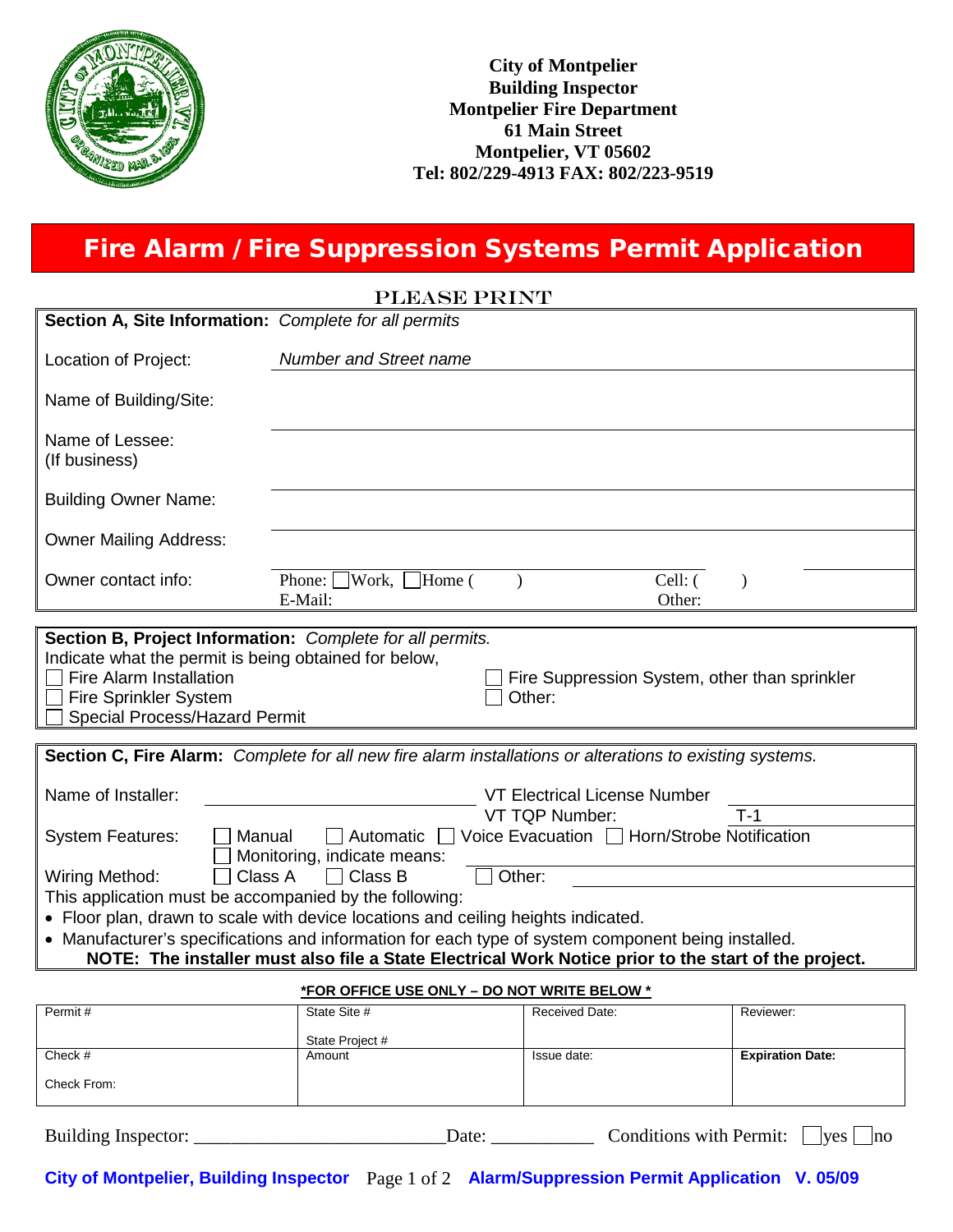**City of Montpelier**
**Building Inspector**
**Montpelier Fire Department**
**61 Main Street**
**Montpelier, VT 05602**
**Tel: 802/229-4913 FAX: 802/223-9519**

# Fire Alarm / Fire Suppression Systems Permit Application

PLEASE PRINT

**Section A, Site Information:** *Complete for all permits*

Location of Project: *Number and Street name*

Name of Building/Site:

Name of Lessee:
(If business)

Building Owner Name:

Owner Mailing Address:

Owner contact info: Phone: ☐ Work, ☐ Home ( ) Cell: ( )
E-Mail: Other:

**Section B, Project Information:** *Complete for all permits.*
Indicate what the permit is being obtained for below,

- ☐ Fire Alarm Installation
- ☐ Fire Sprinkler System
- ☐ Special Process/Hazard Permit
- ☐ Fire Suppression System, other than sprinkler
- ☐ Other:

**Section C, Fire Alarm:** *Complete for all new fire alarm installations or alterations to existing systems.*

Name of Installer: VT Electrical License Number
VT TQP Number: T-1

System Features: ☐ Manual ☐ Automatic ☐ Voice Evacuation ☐ Horn/Strobe Notification
☐ Monitoring, indicate means:

Wiring Method: ☐ Class A ☐ Class B ☐ Other:

This application must be accompanied by the following:

- Floor plan, drawn to scale with device locations and ceiling heights indicated.
- Manufacturer's specifications and information for each type of system component being installed.

**NOTE: The installer must also file a State Electrical Work Notice prior to the start of the project.**

***FOR OFFICE USE ONLY – DO NOT WRITE BELOW ***

| Permit # | State Site #<br>State Project # | Received Date: | Reviewer: |
|---|---|---|---|
| Check #<br>Check From: | Amount | Issue date: | **Expiration Date:** |

Building Inspector: ___________________________ Date: ___________ Conditions with Permit: ☐ yes ☐ no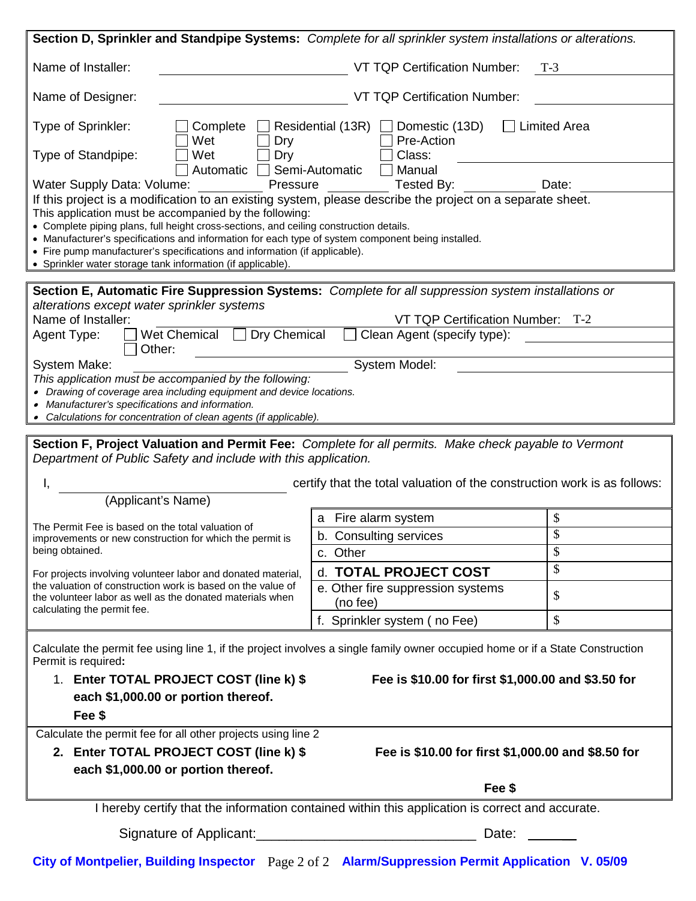**Section D, Sprinkler and Standpipe Systems:** *Complete for all sprinkler system installations or alterations.*

Name of Installer: ______________________ VT TQP Certification Number: T-3 ______

Name of Designer: ______________________ VT TQP Certification Number: ______

Type of Sprinkler: ☐ Complete ☐ Residential (13R) ☐ Domestic (13D) ☐ Limited Area
☐ Wet ☐ Dry ☐ Pre-Action

Type of Standpipe: ☐ Wet ☐ Dry ☐ Class: ______
☐ Automatic ☐ Semi-Automatic ☐ Manual

Water Supply Data: Volume: ______ Pressure ______ Tested By: ______ Date: ______

If this project is a modification to an existing system, please describe the project on a separate sheet.

This application must be accompanied by the following:

- Complete piping plans, full height cross-sections, and ceiling construction details.
- Manufacturer's specifications and information for each type of system component being installed.
- Fire pump manufacturer's specifications and information (if applicable).
- Sprinkler water storage tank information (if applicable).

**Section E, Automatic Fire Suppression Systems:** *Complete for all suppression system installations or alterations except water sprinkler systems*

Name of Installer: ______________________ VT TQP Certification Number: T-2 ______

Agent Type: ☐ Wet Chemical ☐ Dry Chemical ☐ Clean Agent (specify type): ______
☐ Other: ______

System Make: ______________________ System Model: ______

*This application must be accompanied by the following:*

- *Drawing of coverage area including equipment and device locations.*
- *Manufacturer's specifications and information.*
- *Calculations for concentration of clean agents (if applicable).*

**Section F, Project Valuation and Permit Fee:** *Complete for all permits. Make check payable to Vermont Department of Public Safety and include with this application.*

I, ______________________ certify that the total valuation of the construction work is as follows:
(Applicant's Name)

The Permit Fee is based on the total valuation of improvements or new construction for which the permit is being obtained.

For projects involving volunteer labor and donated material, the valuation of construction work is based on the value of the volunteer labor as well as the donated materials when calculating the permit fee.

| | |
|---|---|
| a Fire alarm system | $ |
| b. Consulting services | $ |
| c. Other | $ |
| d. **TOTAL PROJECT COST** | $ |
| e. Other fire suppression systems (no fee) | $ |
| f. Sprinkler system ( no Fee) | $ |

Calculate the permit fee using line 1, if the project involves a single family owner occupied home or if a State Construction Permit is required**:**

1. **Enter TOTAL PROJECT COST (line k) $** **Fee is $10.00 for first $1,000.00 and $3.50 for each $1,000.00 or portion thereof.**

   **Fee $**

Calculate the permit fee for all other projects using line 2

2. **Enter TOTAL PROJECT COST (line k) $** **Fee is $10.00 for first $1,000.00 and $8.50 for each $1,000.00 or portion thereof.**

   **Fee $**

I hereby certify that the information contained within this application is correct and accurate.

Signature of Applicant:_____________________________ Date: ______